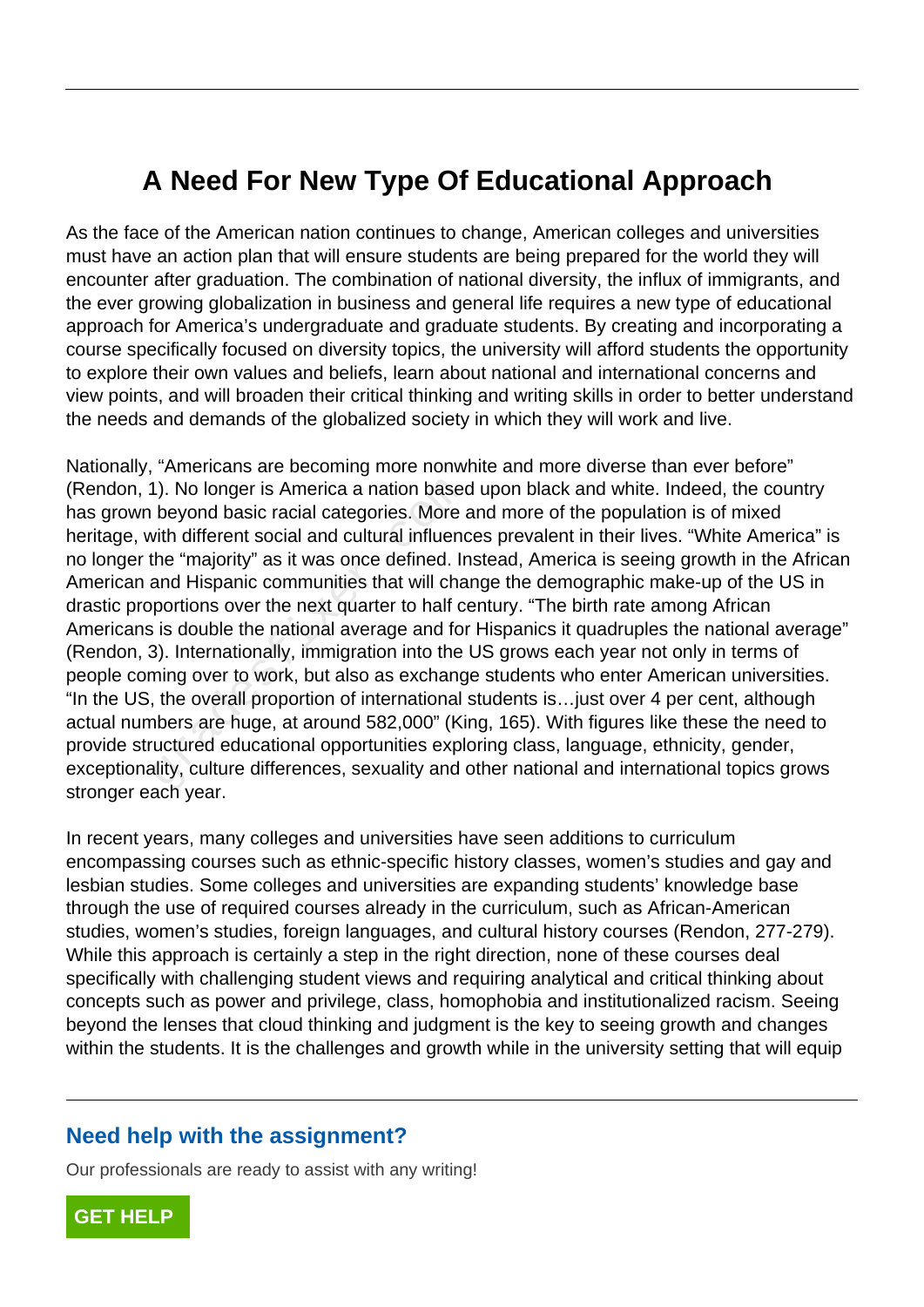# A Need For New Type Of Educational Approach

As the face of the American nation continues to change, American colleges and universities must have an action plan that will ensure students are being prepared for the world they will encounter after graduation. The combination of national diversity, the influx of immigrants, and the ever growing globalization in business and general life requires a new type of educational approach for America's undergraduate and graduate students. By creating and incorporating a course specifically focused on diversity topics, the university will afford students the opportunity to explore their own values and beliefs, learn about national and international concerns and view points, and will broaden their critical thinking and writing skills in order to better understand the needs and demands of the globalized society in which they will work and live.

Nationally, "Americans are becoming more nonwhite and more diverse than ever before" (Rendon, 1). No longer is America a nation based upon black and white. Indeed, the country has grown beyond basic racial categories. More and more of the population is of mixed heritage, with different social and cultural influences prevalent in their lives. "White America" is no longer the "majority" as it was once defined. Instead, America is seeing growth in the African American and Hispanic communities that will change the demographic make-up of the US in drastic proportions over the next quarter to half century. "The birth rate among African Americans is double the national average and for Hispanics it quadruples the national average" (Rendon, 3). Internationally, immigration into the US grows each year not only in terms of people coming over to work, but also as exchange students who enter American universities. "In the US, the overall proportion of international students is…just over 4 per cent, although actual numbers are huge, at around 582,000" (King, 165). With figures like these the need to provide structured educational opportunities exploring class, language, ethnicity, gender, exceptionality, culture differences, sexuality and other national and international topics grows stronger each year.

In recent years, many colleges and universities have seen additions to curriculum encompassing courses such as ethnic-specific history classes, women's studies and gay and lesbian studies. Some colleges and universities are expanding students' knowledge base through the use of required courses already in the curriculum, such as African-American studies, women's studies, foreign languages, and cultural history courses (Rendon, 277-279). While this approach is certainly a step in the right direction, none of these courses deal specifically with challenging student views and requiring analytical and critical thinking about concepts such as power and privilege, class, homophobia and institutionalized racism. Seeing beyond the lenses that cloud thinking and judgment is the key to seeing growth and changes within the students. It is the challenges and growth while in the university setting that will equip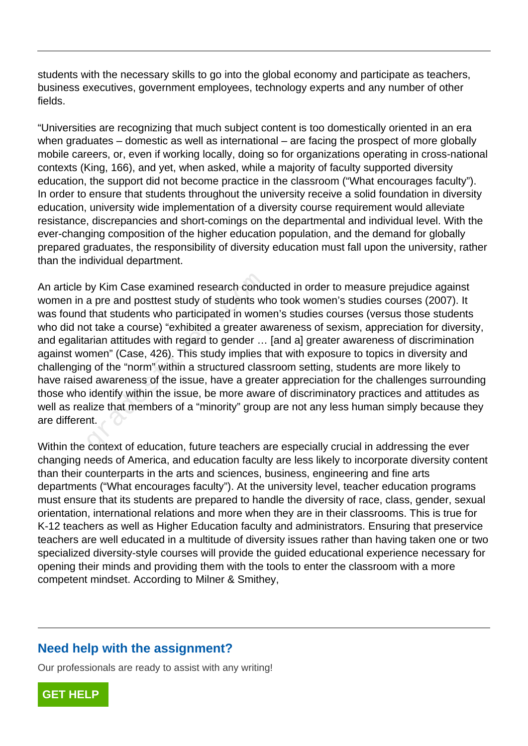students with the necessary skills to go into the global economy and participate as teachers, business executives, government employees, technology experts and any number of other fields.

"Universities are recognizing that much subject content is too domestically oriented in an era when graduates – domestic as well as international – are facing the prospect of more globally mobile careers, or, even if working locally, doing so for organizations operating in cross-national contexts (King, 166), and yet, when asked, while a majority of faculty supported diversity education, the support did not become practice in the classroom ("What encourages faculty"). In order to ensure that students throughout the university receive a solid foundation in diversity education, university wide implementation of a diversity course requirement would alleviate resistance, discrepancies and short-comings on the departmental and individual level. With the ever-changing composition of the higher education population, and the demand for globally prepared graduates, the responsibility of diversity education must fall upon the university, rather than the individual department.

An article by Kim Case examined research conducted in order to measure prejudice against women in a pre and posttest study of students who took women's studies courses (2007). It was found that students who participated in women's studies courses (versus those students who did not take a course) "exhibited a greater awareness of sexism, appreciation for diversity, and egalitarian attitudes with regard to gender … [and a] greater awareness of discrimination against women" (Case, 426). This study implies that with exposure to topics in diversity and challenging of the "norm" within a structured classroom setting, students are more likely to have raised awareness of the issue, have a greater appreciation for the challenges surrounding those who identify within the issue, be more aware of discriminatory practices and attitudes as well as realize that members of a "minority" group are not any less human simply because they are different.

Within the context of education, future teachers are especially crucial in addressing the ever changing needs of America, and education faculty are less likely to incorporate diversity content than their counterparts in the arts and sciences, business, engineering and fine arts departments ("What encourages faculty"). At the university level, teacher education programs must ensure that its students are prepared to handle the diversity of race, class, gender, sexual orientation, international relations and more when they are in their classrooms. This is true for K-12 teachers as well as Higher Education faculty and administrators. Ensuring that preservice teachers are well educated in a multitude of diversity issues rather than having taken one or two specialized diversity-style courses will provide the guided educational experience necessary for opening their minds and providing them with the tools to enter the classroom with a more competent mindset. According to Milner & Smithey,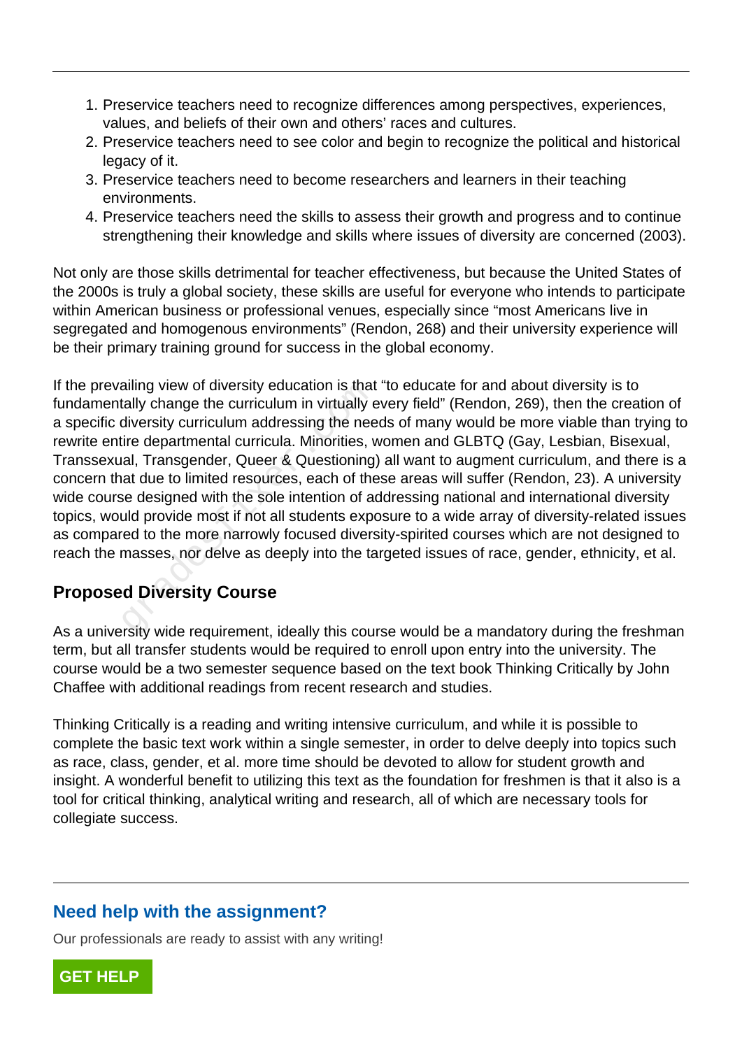1. Preservice teachers need to recognize differences among perspectives, experiences, values, and beliefs of their own and others' races and cultures.
2. Preservice teachers need to see color and begin to recognize the political and historical legacy of it.
3. Preservice teachers need to become researchers and learners in their teaching environments.
4. Preservice teachers need the skills to assess their growth and progress and to continue strengthening their knowledge and skills where issues of diversity are concerned (2003).

Not only are those skills detrimental for teacher effectiveness, but because the United States of the 2000s is truly a global society, these skills are useful for everyone who intends to participate within American business or professional venues, especially since "most Americans live in segregated and homogenous environments" (Rendon, 268) and their university experience will be their primary training ground for success in the global economy.

If the prevailing view of diversity education is that "to educate for and about diversity is to fundamentally change the curriculum in virtually every field" (Rendon, 269), then the creation of a specific diversity curriculum addressing the needs of many would be more viable than trying to rewrite entire departmental curricula. Minorities, women and GLBTQ (Gay, Lesbian, Bisexual, Transsexual, Transgender, Queer & Questioning) all want to augment curriculum, and there is a concern that due to limited resources, each of these areas will suffer (Rendon, 23). A university wide course designed with the sole intention of addressing national and international diversity topics, would provide most if not all students exposure to a wide array of diversity-related issues as compared to the more narrowly focused diversity-spirited courses which are not designed to reach the masses, nor delve as deeply into the targeted issues of race, gender, ethnicity, et al.

## Proposed Diversity Course

As a university wide requirement, ideally this course would be a mandatory during the freshman term, but all transfer students would be required to enroll upon entry into the university. The course would be a two semester sequence based on the text book Thinking Critically by John Chaffee with additional readings from recent research and studies.

Thinking Critically is a reading and writing intensive curriculum, and while it is possible to complete the basic text work within a single semester, in order to delve deeply into topics such as race, class, gender, et al. more time should be devoted to allow for student growth and insight. A wonderful benefit to utilizing this text as the foundation for freshmen is that it also is a tool for critical thinking, analytical writing and research, all of which are necessary tools for collegiate success.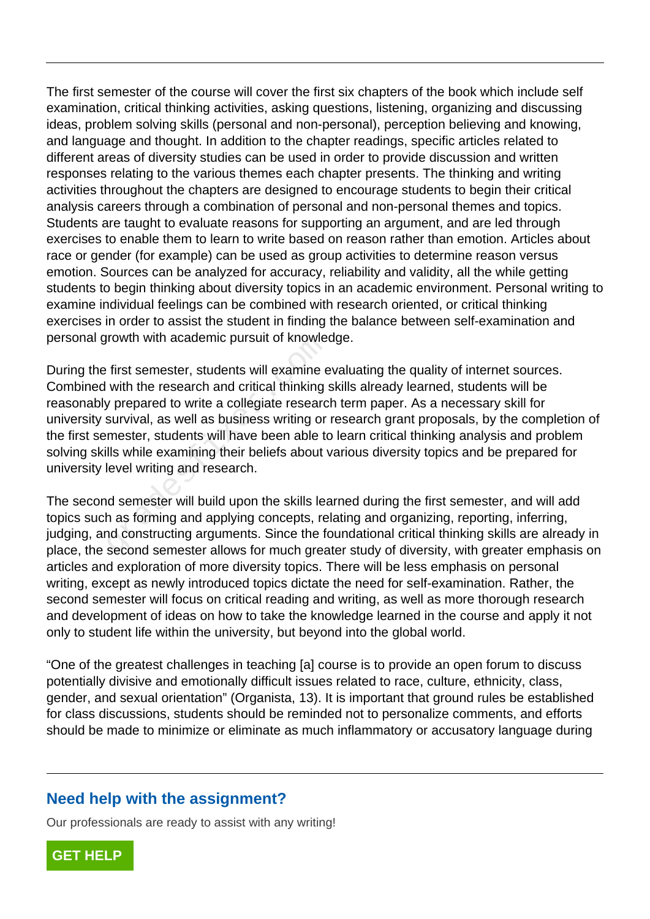The first semester of the course will cover the first six chapters of the book which include self examination, critical thinking activities, asking questions, listening, organizing and discussing ideas, problem solving skills (personal and non-personal), perception believing and knowing, and language and thought. In addition to the chapter readings, specific articles related to different areas of diversity studies can be used in order to provide discussion and written responses relating to the various themes each chapter presents. The thinking and writing activities throughout the chapters are designed to encourage students to begin their critical analysis careers through a combination of personal and non-personal themes and topics. Students are taught to evaluate reasons for supporting an argument, and are led through exercises to enable them to learn to write based on reason rather than emotion. Articles about race or gender (for example) can be used as group activities to determine reason versus emotion. Sources can be analyzed for accuracy, reliability and validity, all the while getting students to begin thinking about diversity topics in an academic environment. Personal writing to examine individual feelings can be combined with research oriented, or critical thinking exercises in order to assist the student in finding the balance between self-examination and personal growth with academic pursuit of knowledge.

During the first semester, students will examine evaluating the quality of internet sources. Combined with the research and critical thinking skills already learned, students will be reasonably prepared to write a collegiate research term paper. As a necessary skill for university survival, as well as business writing or research grant proposals, by the completion of the first semester, students will have been able to learn critical thinking analysis and problem solving skills while examining their beliefs about various diversity topics and be prepared for university level writing and research.

The second semester will build upon the skills learned during the first semester, and will add topics such as forming and applying concepts, relating and organizing, reporting, inferring, judging, and constructing arguments. Since the foundational critical thinking skills are already in place, the second semester allows for much greater study of diversity, with greater emphasis on articles and exploration of more diversity topics. There will be less emphasis on personal writing, except as newly introduced topics dictate the need for self-examination. Rather, the second semester will focus on critical reading and writing, as well as more thorough research and development of ideas on how to take the knowledge learned in the course and apply it not only to student life within the university, but beyond into the global world.

"One of the greatest challenges in teaching [a] course is to provide an open forum to discuss potentially divisive and emotionally difficult issues related to race, culture, ethnicity, class, gender, and sexual orientation" (Organista, 13). It is important that ground rules be established for class discussions, students should be reminded not to personalize comments, and efforts should be made to minimize or eliminate as much inflammatory or accusatory language during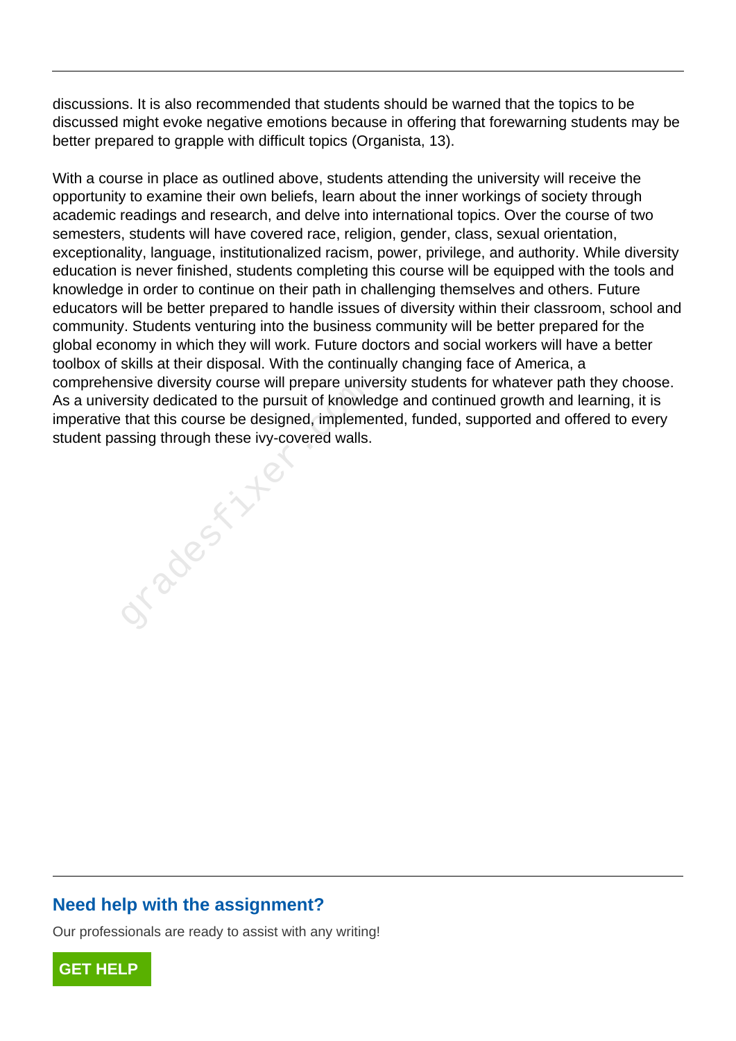discussions. It is also recommended that students should be warned that the topics to be discussed might evoke negative emotions because in offering that forewarning students may be better prepared to grapple with difficult topics (Organista, 13).

With a course in place as outlined above, students attending the university will receive the opportunity to examine their own beliefs, learn about the inner workings of society through academic readings and research, and delve into international topics. Over the course of two semesters, students will have covered race, religion, gender, class, sexual orientation, exceptionality, language, institutionalized racism, power, privilege, and authority. While diversity education is never finished, students completing this course will be equipped with the tools and knowledge in order to continue on their path in challenging themselves and others. Future educators will be better prepared to handle issues of diversity within their classroom, school and community. Students venturing into the business community will be better prepared for the global economy in which they will work. Future doctors and social workers will have a better toolbox of skills at their disposal. With the continually changing face of America, a comprehensive diversity course will prepare university students for whatever path they choose. As a university dedicated to the pursuit of knowledge and continued growth and learning, it is imperative that this course be designed, implemented, funded, supported and offered to every student passing through these ivy-covered walls.